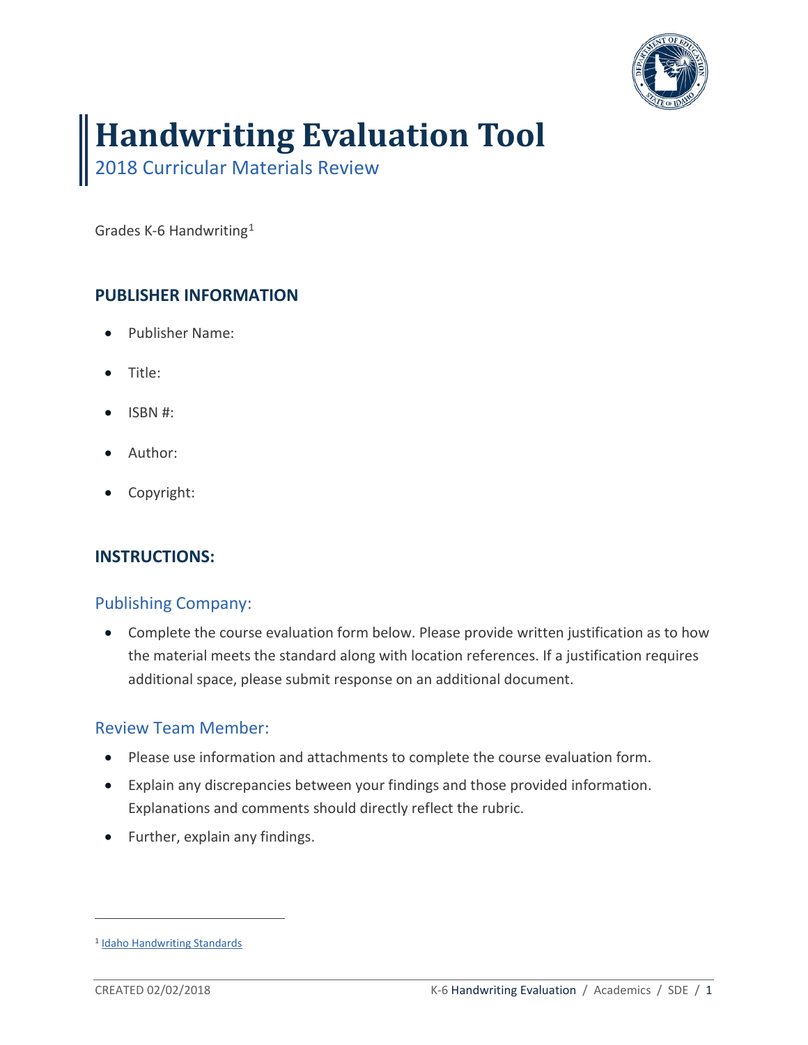# Handwriting Evaluation Tool

## 2018 Curricular Materials Review

Grades K-6 Handwriting[1]

### PUBLISHER INFORMATION

- Publisher Name:
- Title:
- ISBN #:
- Author:
- Copyright:

### INSTRUCTIONS:

#### Publishing Company:

- Complete the course evaluation form below. Please provide written justification as to how the material meets the standard along with location references. If a justification requires additional space, please submit response on an additional document.

#### Review Team Member:

- Please use information and attachments to complete the course evaluation form.
- Explain any discrepancies between your findings and those provided information. Explanations and comments should directly reflect the rubric.
- Further, explain any findings.

[1] Idaho Handwriting Standards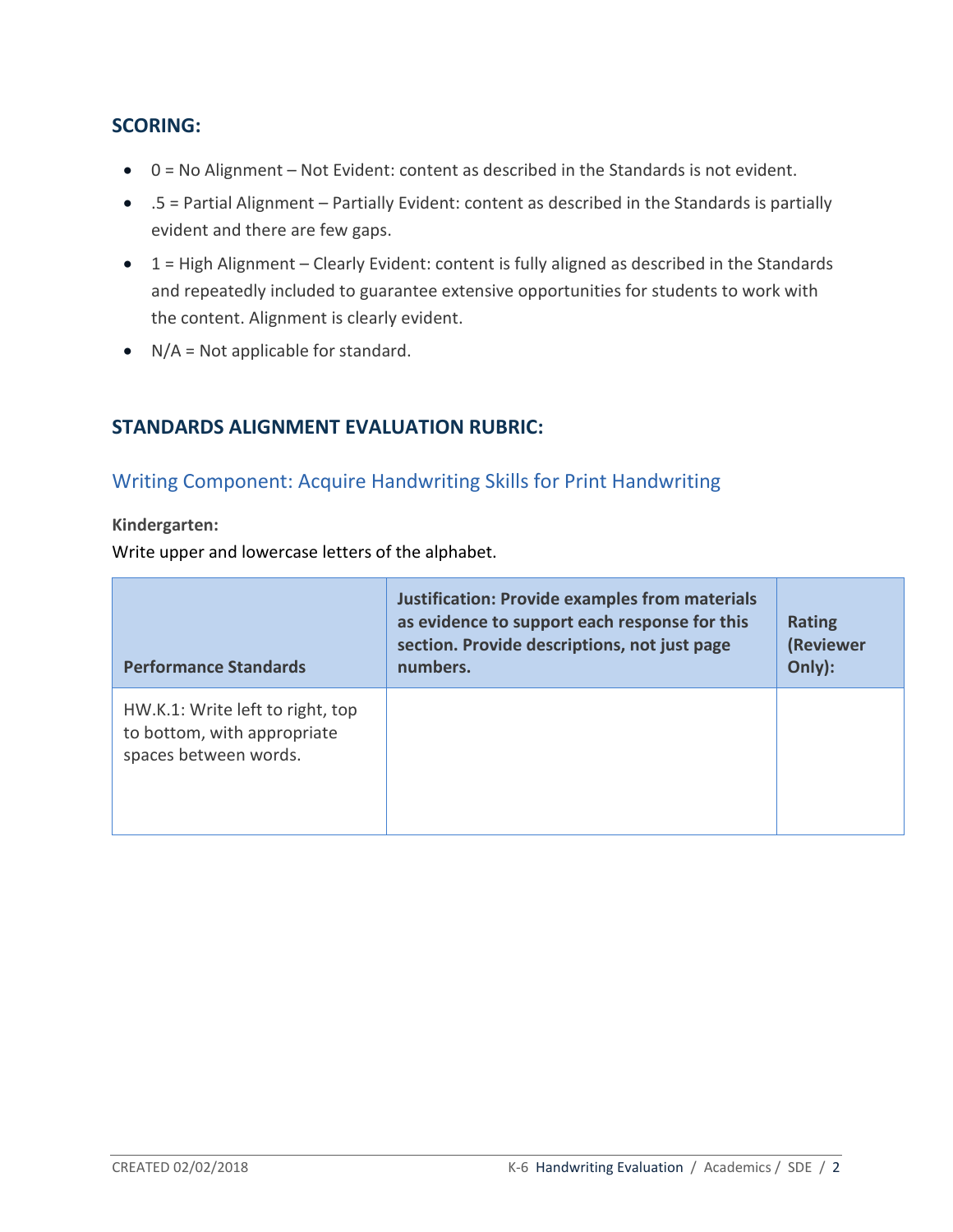## SCORING:

- 0 = No Alignment – Not Evident: content as described in the Standards is not evident.
- .5 = Partial Alignment – Partially Evident: content as described in the Standards is partially evident and there are few gaps.
- 1 = High Alignment – Clearly Evident: content is fully aligned as described in the Standards and repeatedly included to guarantee extensive opportunities for students to work with the content. Alignment is clearly evident.
- N/A = Not applicable for standard.

## STANDARDS ALIGNMENT EVALUATION RUBRIC:

### Writing Component: Acquire Handwriting Skills for Print Handwriting

**Kindergarten:**

Write upper and lowercase letters of the alphabet.

| Performance Standards | Justification: Provide examples from materials as evidence to support each response for this section. Provide descriptions, not just page numbers. | Rating (Reviewer Only): |
|---|---|---|
| HW.K.1: Write left to right, top to bottom, with appropriate spaces between words. | | |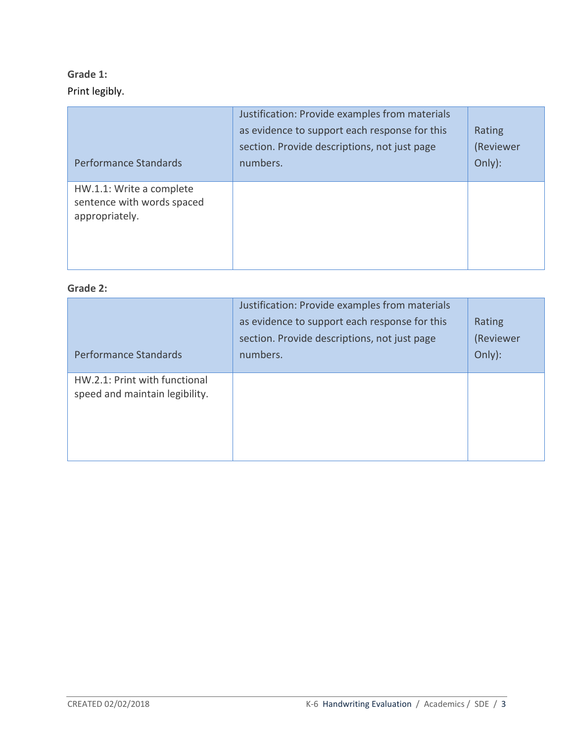**Grade 1:**

Print legibly.

| Performance Standards | Justification: Provide examples from materials as evidence to support each response for this section. Provide descriptions, not just page numbers. | Rating (Reviewer Only): |
|---|---|---|
| HW.1.1: Write a complete sentence with words spaced appropriately. | | |

**Grade 2:**

| Performance Standards | Justification: Provide examples from materials as evidence to support each response for this section. Provide descriptions, not just page numbers. | Rating (Reviewer Only): |
|---|---|---|
| HW.2.1: Print with functional speed and maintain legibility. | | |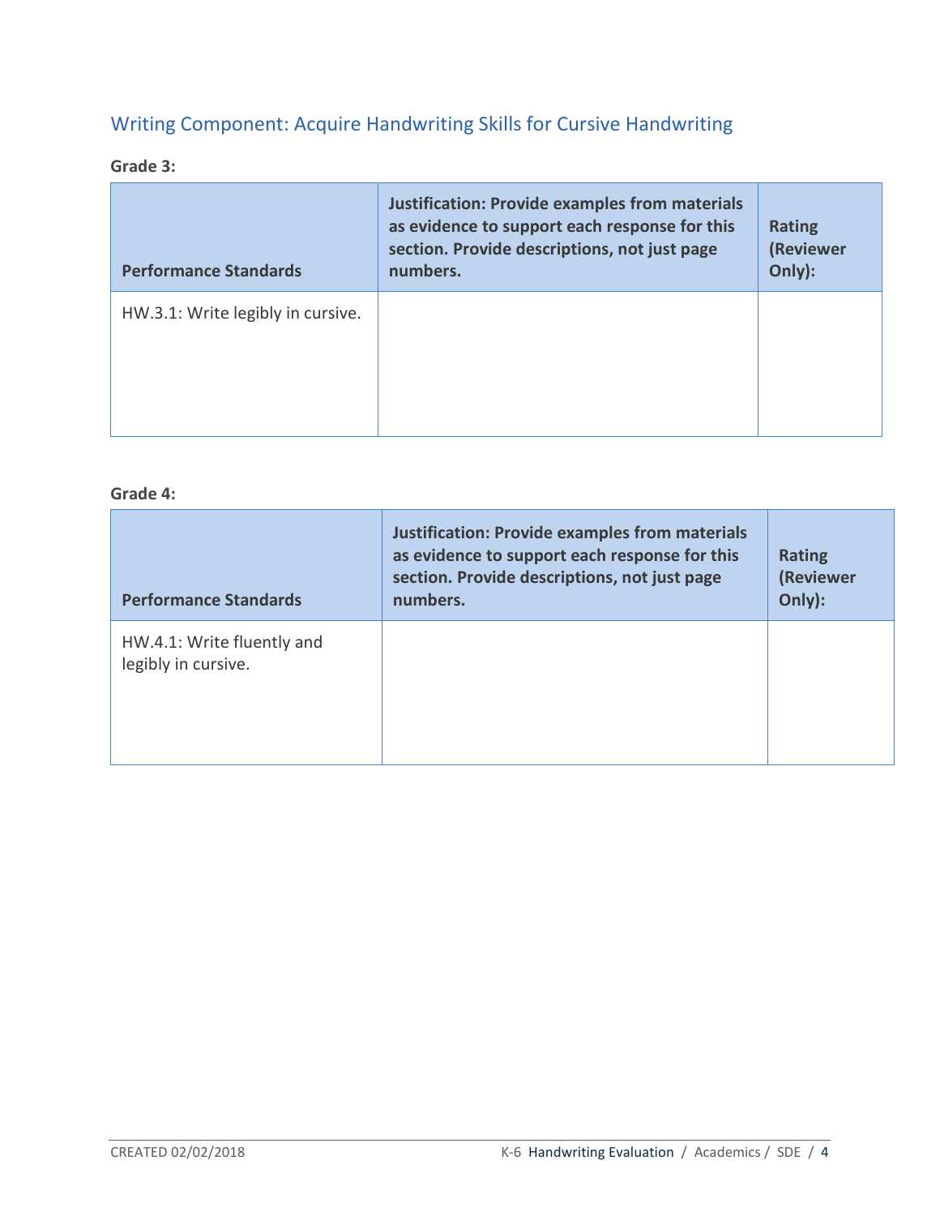## Writing Component: Acquire Handwriting Skills for Cursive Handwriting

**Grade 3:**

| Performance Standards | Justification: Provide examples from materials as evidence to support each response for this section. Provide descriptions, not just page numbers. | Rating (Reviewer Only): |
|---|---|---|
| HW.3.1: Write legibly in cursive. | | |

**Grade 4:**

| Performance Standards | Justification: Provide examples from materials as evidence to support each response for this section. Provide descriptions, not just page numbers. | Rating (Reviewer Only): |
|---|---|---|
| HW.4.1: Write fluently and legibly in cursive. | | |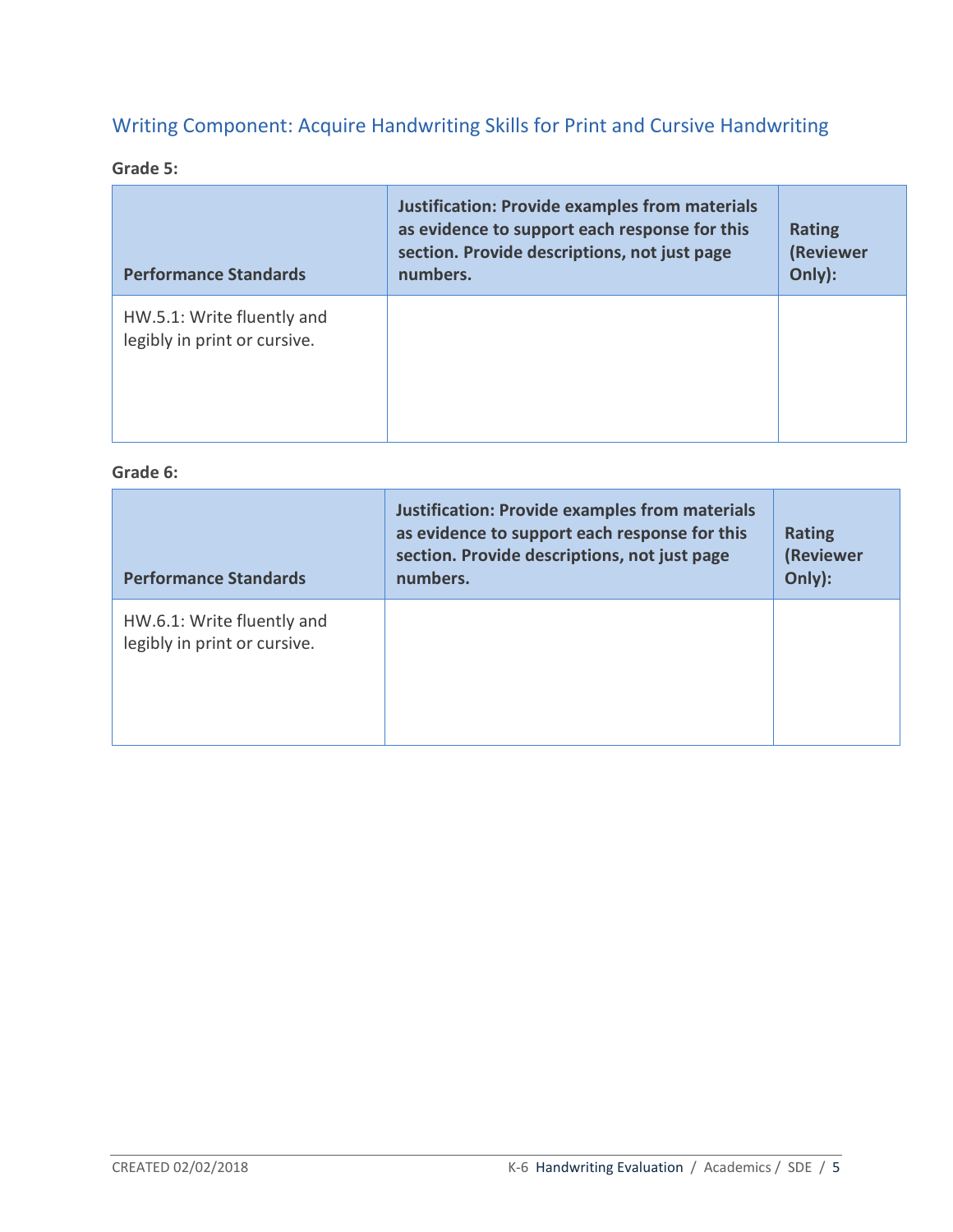## Writing Component: Acquire Handwriting Skills for Print and Cursive Handwriting

**Grade 5:**

| Performance Standards | Justification: Provide examples from materials as evidence to support each response for this section. Provide descriptions, not just page numbers. | Rating (Reviewer Only): |
|---|---|---|
| HW.5.1: Write fluently and legibly in print or cursive. | | |

**Grade 6:**

| Performance Standards | Justification: Provide examples from materials as evidence to support each response for this section. Provide descriptions, not just page numbers. | Rating (Reviewer Only): |
|---|---|---|
| HW.6.1: Write fluently and legibly in print or cursive. | | |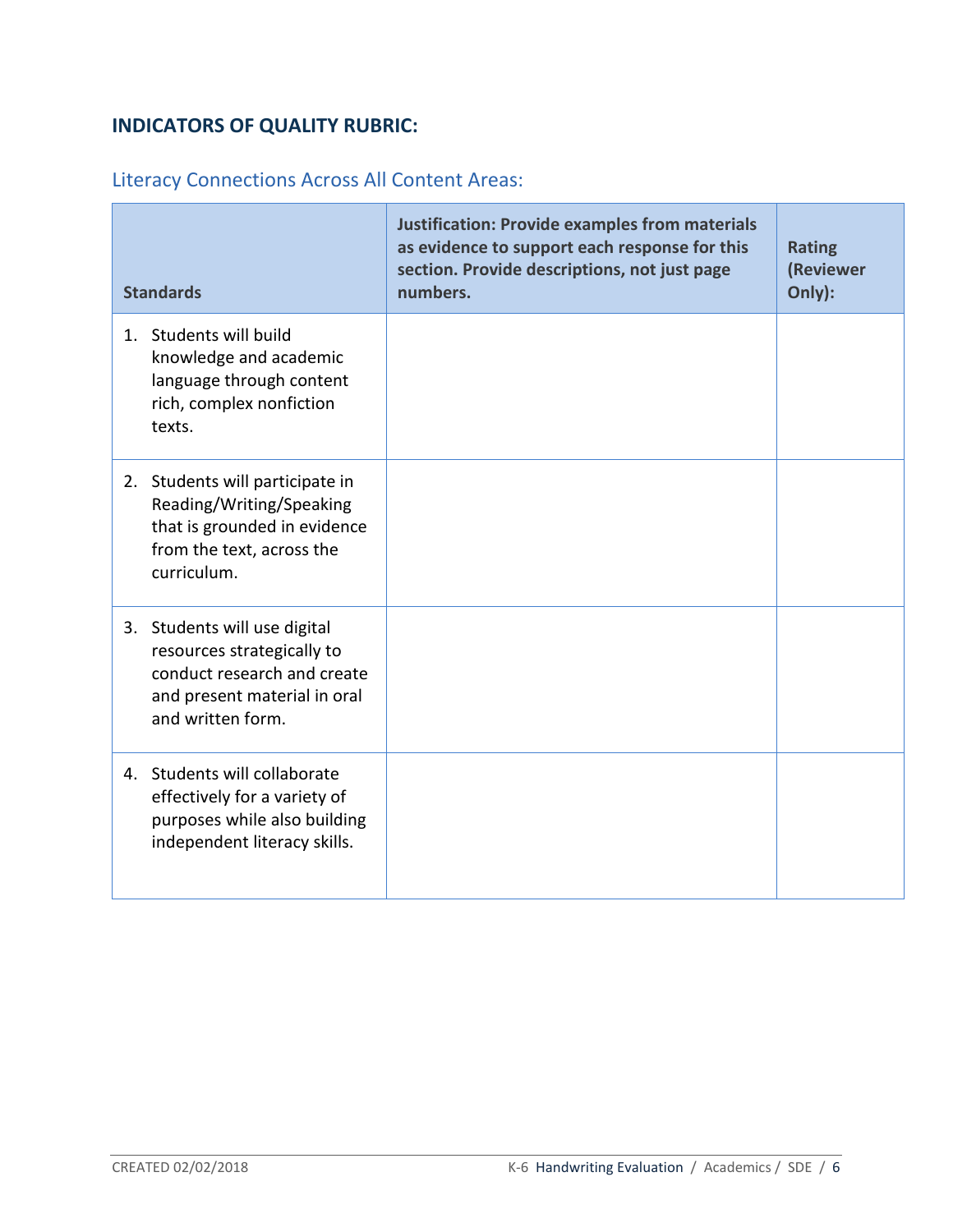## INDICATORS OF QUALITY RUBRIC:

### Literacy Connections Across All Content Areas:

| Standards | Justification: Provide examples from materials as evidence to support each response for this section. Provide descriptions, not just page numbers. | Rating (Reviewer Only): |
|---|---|---|
| 1. Students will build knowledge and academic language through content rich, complex nonfiction texts. | | |
| 2. Students will participate in Reading/Writing/Speaking that is grounded in evidence from the text, across the curriculum. | | |
| 3. Students will use digital resources strategically to conduct research and create and present material in oral and written form. | | |
| 4. Students will collaborate effectively for a variety of purposes while also building independent literacy skills. | | |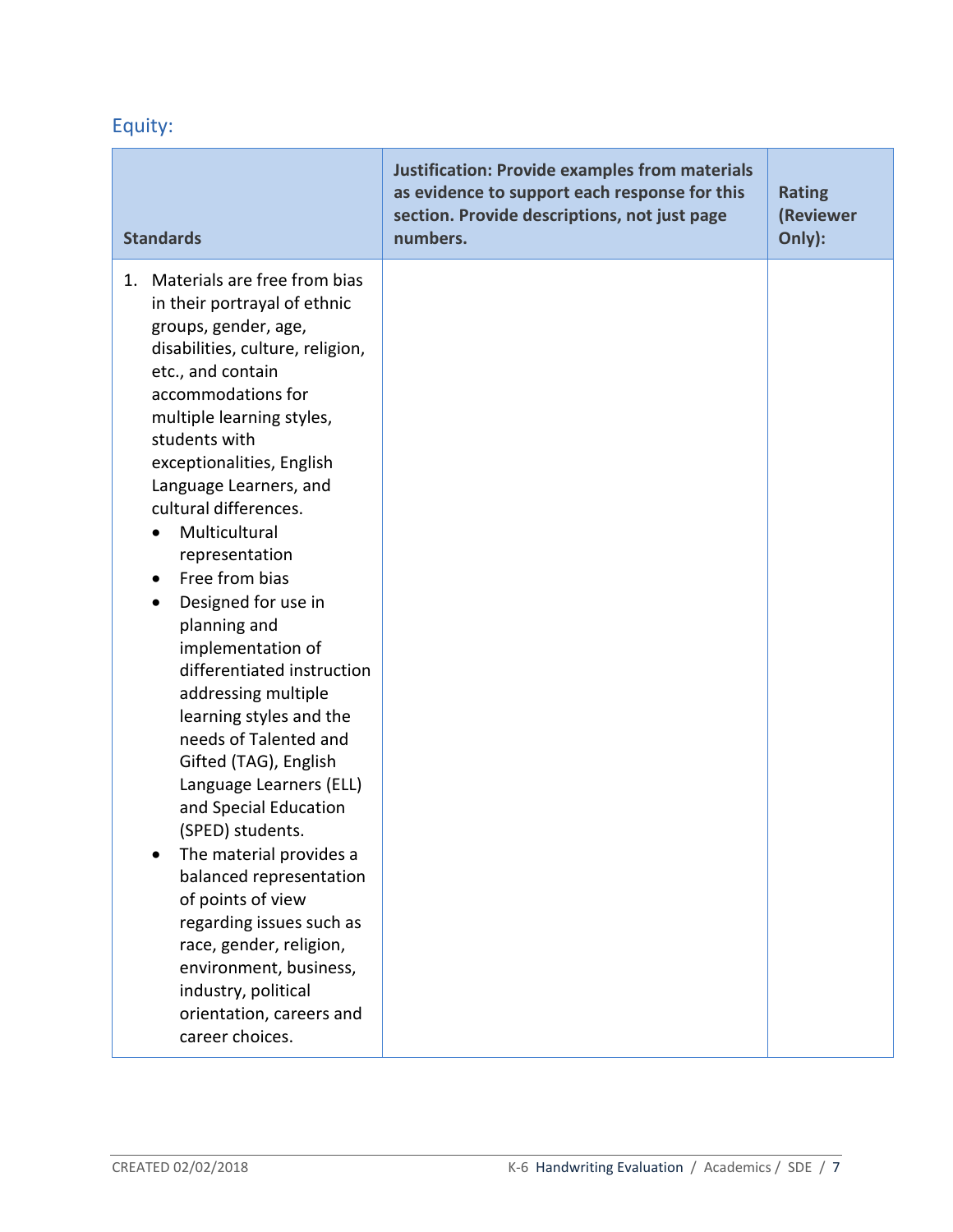## Equity:

| Standards | Justification: Provide examples from materials as evidence to support each response for this section. Provide descriptions, not just page numbers. | Rating (Reviewer Only): |
|---|---|---|
| 1. Materials are free from bias in their portrayal of ethnic groups, gender, age, disabilities, culture, religion, etc., and contain accommodations for multiple learning styles, students with exceptionalities, English Language Learners, and cultural differences.<br>• Multicultural representation<br>• Free from bias<br>• Designed for use in planning and implementation of differentiated instruction addressing multiple learning styles and the needs of Talented and Gifted (TAG), English Language Learners (ELL) and Special Education (SPED) students.<br>• The material provides a balanced representation of points of view regarding issues such as race, gender, religion, environment, business, industry, political orientation, careers and career choices. | | |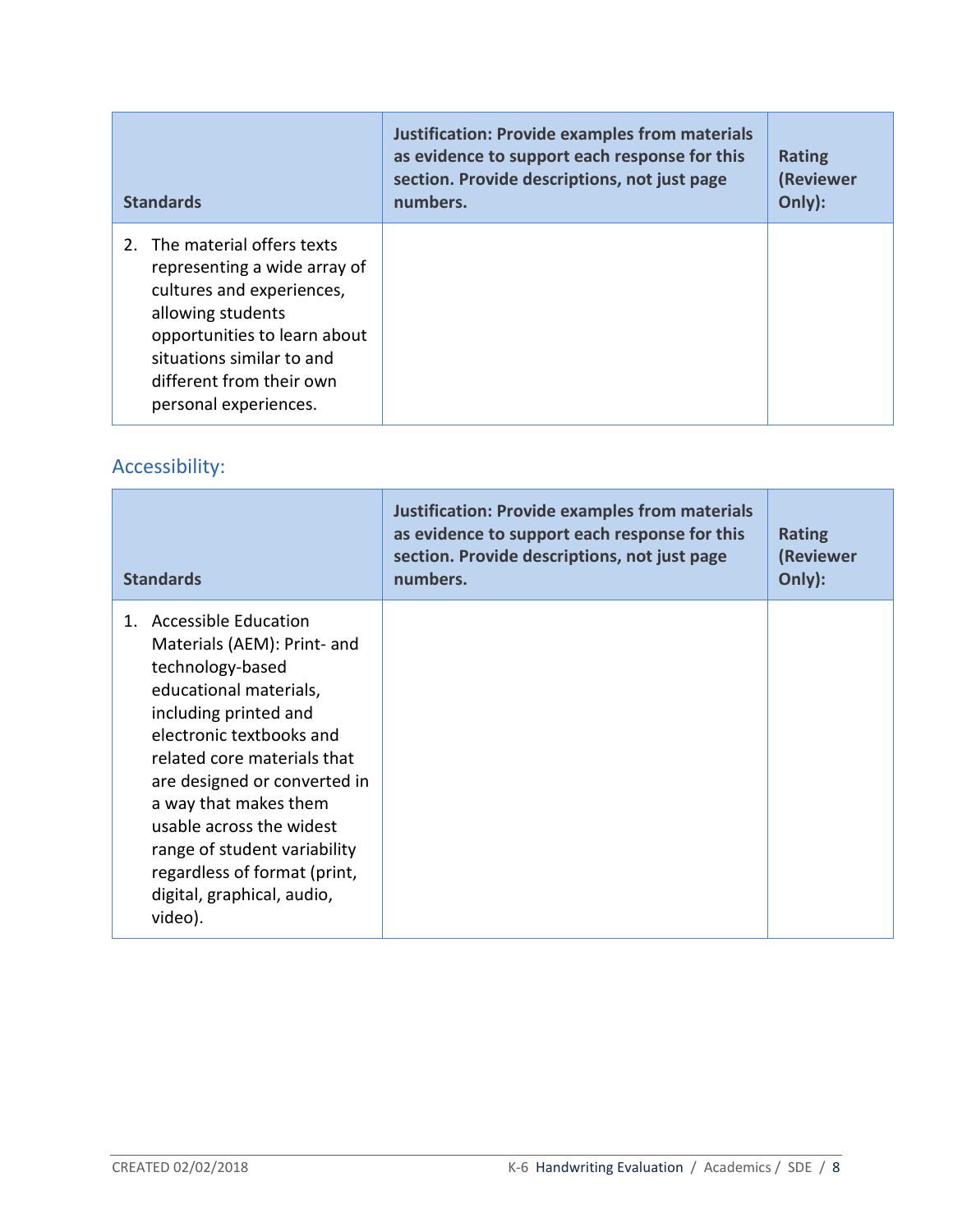| Standards | Justification: Provide examples from materials as evidence to support each response for this section. Provide descriptions, not just page numbers. | Rating (Reviewer Only): |
| --- | --- | --- |
| 2. The material offers texts representing a wide array of cultures and experiences, allowing students opportunities to learn about situations similar to and different from their own personal experiences. | | |

## Accessibility:

| Standards | Justification: Provide examples from materials as evidence to support each response for this section. Provide descriptions, not just page numbers. | Rating (Reviewer Only): |
| --- | --- | --- |
| 1. Accessible Education Materials (AEM): Print- and technology-based educational materials, including printed and electronic textbooks and related core materials that are designed or converted in a way that makes them usable across the widest range of student variability regardless of format (print, digital, graphical, audio, video). | | |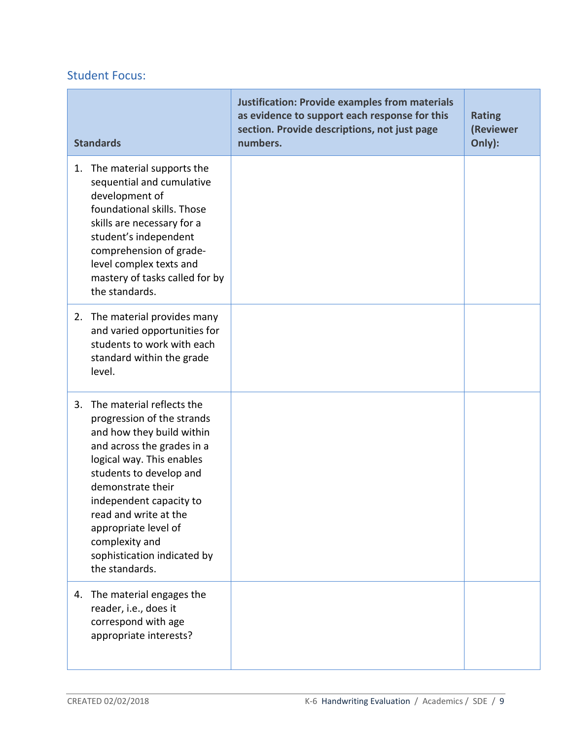## Student Focus:

| Standards | Justification: Provide examples from materials as evidence to support each response for this section. Provide descriptions, not just page numbers. | Rating (Reviewer Only): |
|---|---|---|
| 1. The material supports the sequential and cumulative development of foundational skills. Those skills are necessary for a student's independent comprehension of grade-level complex texts and mastery of tasks called for by the standards. | | |
| 2. The material provides many and varied opportunities for students to work with each standard within the grade level. | | |
| 3. The material reflects the progression of the strands and how they build within and across the grades in a logical way. This enables students to develop and demonstrate their independent capacity to read and write at the appropriate level of complexity and sophistication indicated by the standards. | | |
| 4. The material engages the reader, i.e., does it correspond with age appropriate interests? | | |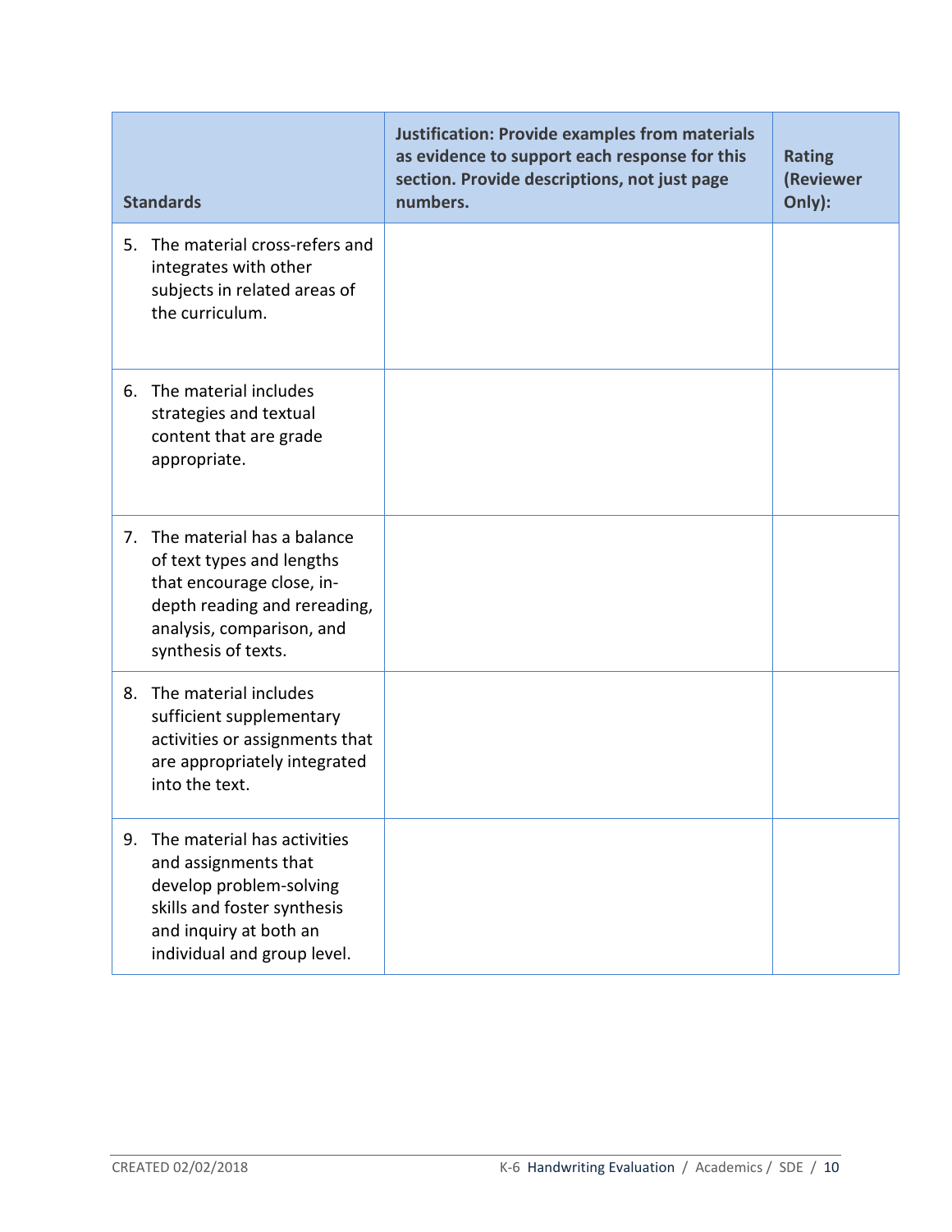| Standards | Justification: Provide examples from materials as evidence to support each response for this section. Provide descriptions, not just page numbers. | Rating (Reviewer Only): |
| --- | --- | --- |
| 5. The material cross-refers and integrates with other subjects in related areas of the curriculum. | | |
| 6. The material includes strategies and textual content that are grade appropriate. | | |
| 7. The material has a balance of text types and lengths that encourage close, in-depth reading and rereading, analysis, comparison, and synthesis of texts. | | |
| 8. The material includes sufficient supplementary activities or assignments that are appropriately integrated into the text. | | |
| 9. The material has activities and assignments that develop problem-solving skills and foster synthesis and inquiry at both an individual and group level. | | |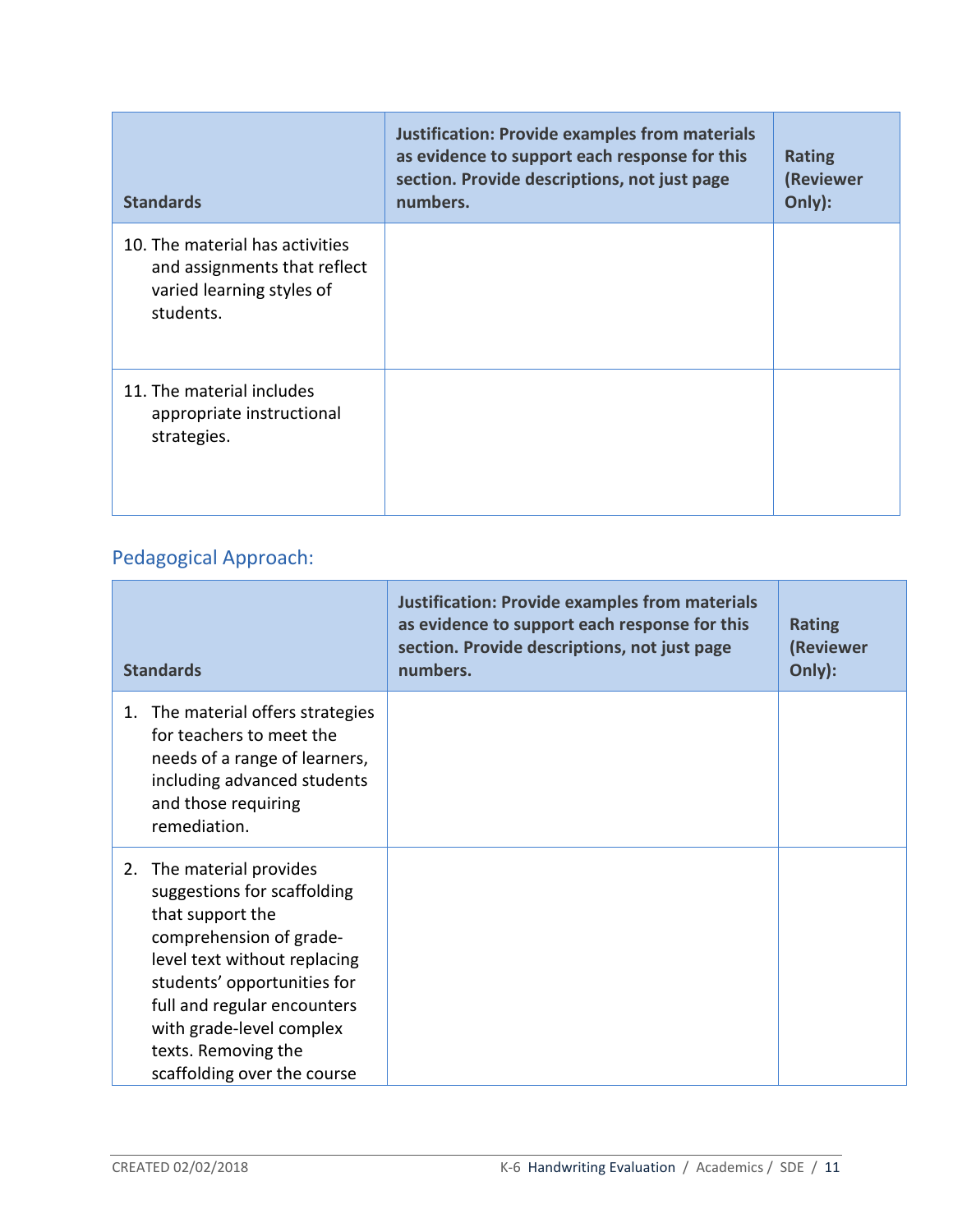| Standards | Justification: Provide examples from materials as evidence to support each response for this section. Provide descriptions, not just page numbers. | Rating (Reviewer Only): |
|---|---|---|
| 10. The material has activities and assignments that reflect varied learning styles of students. | | |
| 11. The material includes appropriate instructional strategies. | | |

## Pedagogical Approach:

| Standards | Justification: Provide examples from materials as evidence to support each response for this section. Provide descriptions, not just page numbers. | Rating (Reviewer Only): |
|---|---|---|
| 1. The material offers strategies for teachers to meet the needs of a range of learners, including advanced students and those requiring remediation. | | |
| 2. The material provides suggestions for scaffolding that support the comprehension of grade-level text without replacing students' opportunities for full and regular encounters with grade-level complex texts. Removing the scaffolding over the course | | |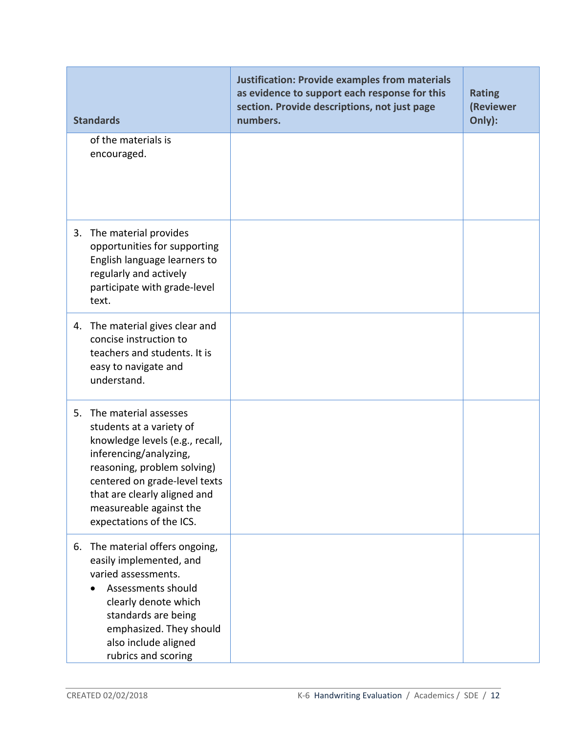| Standards | Justification: Provide examples from materials as evidence to support each response for this section. Provide descriptions, not just page numbers. | Rating (Reviewer Only): |
|---|---|---|
| of the materials is encouraged. | | |
| 3. The material provides opportunities for supporting English language learners to regularly and actively participate with grade-level text. | | |
| 4. The material gives clear and concise instruction to teachers and students. It is easy to navigate and understand. | | |
| 5. The material assesses students at a variety of knowledge levels (e.g., recall, inferencing/analyzing, reasoning, problem solving) centered on grade-level texts that are clearly aligned and measureable against the expectations of the ICS. | | |
| 6. The material offers ongoing, easily implemented, and varied assessments. <br>• Assessments should clearly denote which standards are being emphasized. They should also include aligned rubrics and scoring | | |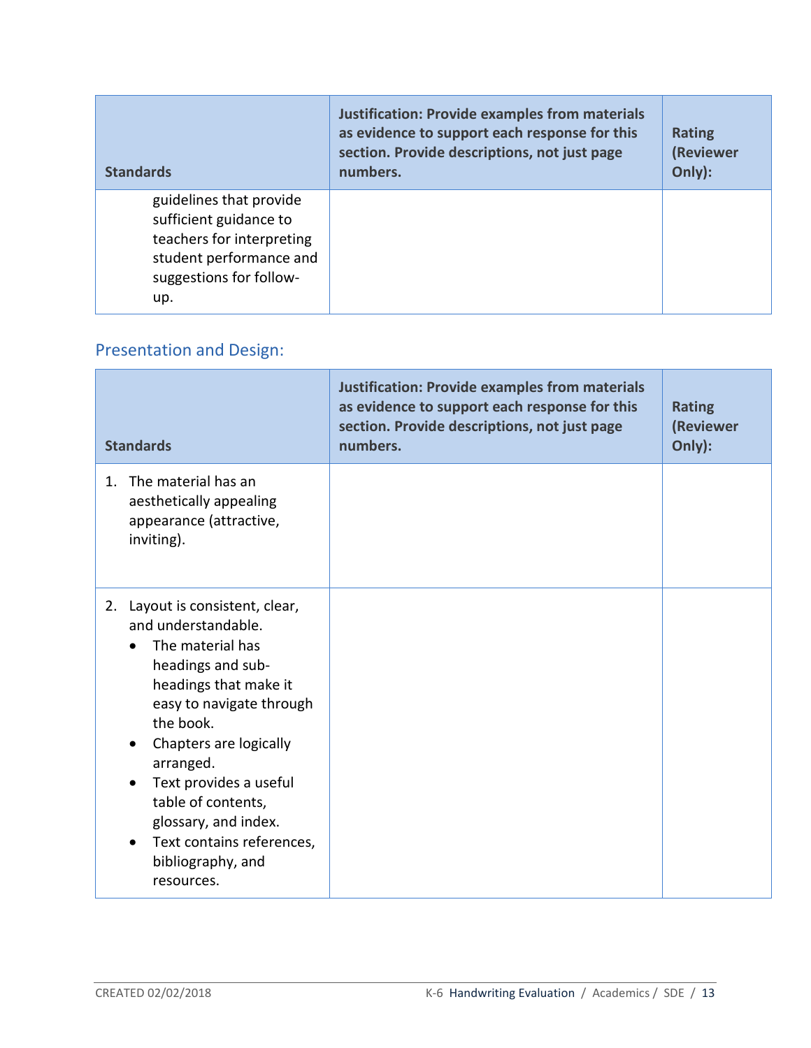| Standards | Justification: Provide examples from materials as evidence to support each response for this section. Provide descriptions, not just page numbers. | Rating (Reviewer Only): |
|---|---|---|
| guidelines that provide sufficient guidance to teachers for interpreting student performance and suggestions for follow-up. | | |

## Presentation and Design:

| Standards | Justification: Provide examples from materials as evidence to support each response for this section. Provide descriptions, not just page numbers. | Rating (Reviewer Only): |
|---|---|---|
| 1. The material has an aesthetically appealing appearance (attractive, inviting). | | |
| 2. Layout is consistent, clear, and understandable.<br>• The material has headings and sub-headings that make it easy to navigate through the book.<br>• Chapters are logically arranged.<br>• Text provides a useful table of contents, glossary, and index.<br>• Text contains references, bibliography, and resources. | | |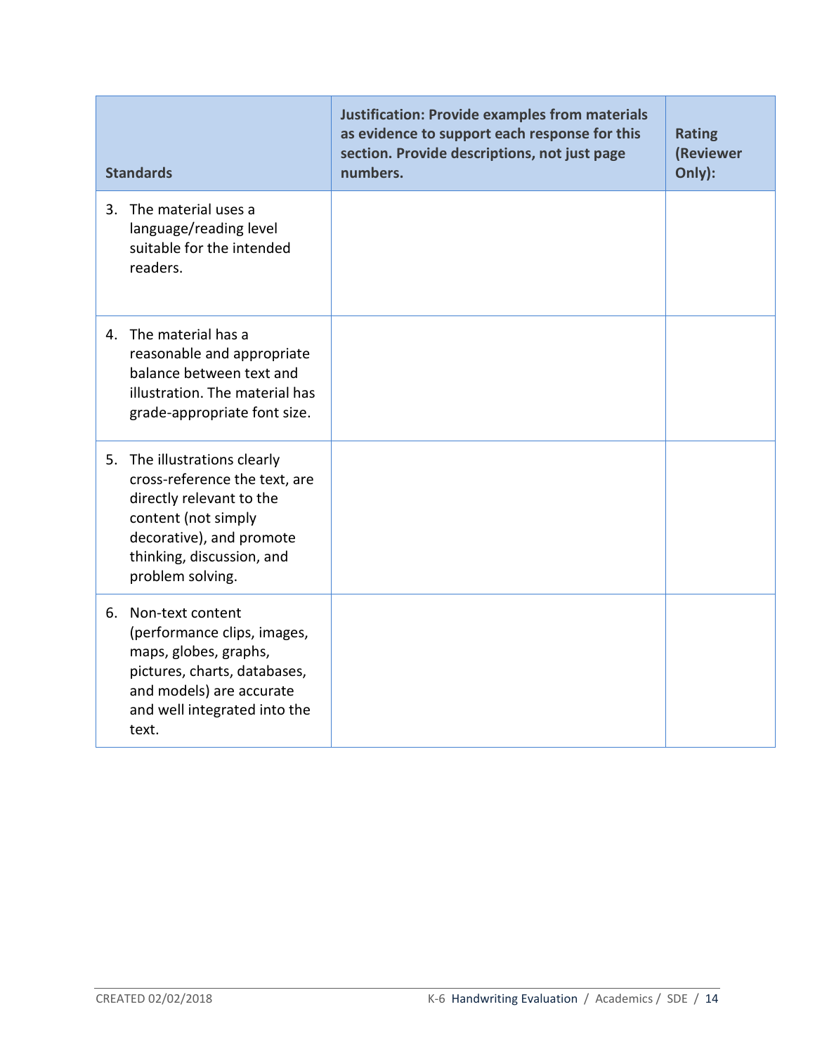| Standards | Justification: Provide examples from materials as evidence to support each response for this section. Provide descriptions, not just page numbers. | Rating (Reviewer Only): |
|---|---|---|
| 3. The material uses a language/reading level suitable for the intended readers. | | |
| 4. The material has a reasonable and appropriate balance between text and illustration. The material has grade-appropriate font size. | | |
| 5. The illustrations clearly cross-reference the text, are directly relevant to the content (not simply decorative), and promote thinking, discussion, and problem solving. | | |
| 6. Non-text content (performance clips, images, maps, globes, graphs, pictures, charts, databases, and models) are accurate and well integrated into the text. | | |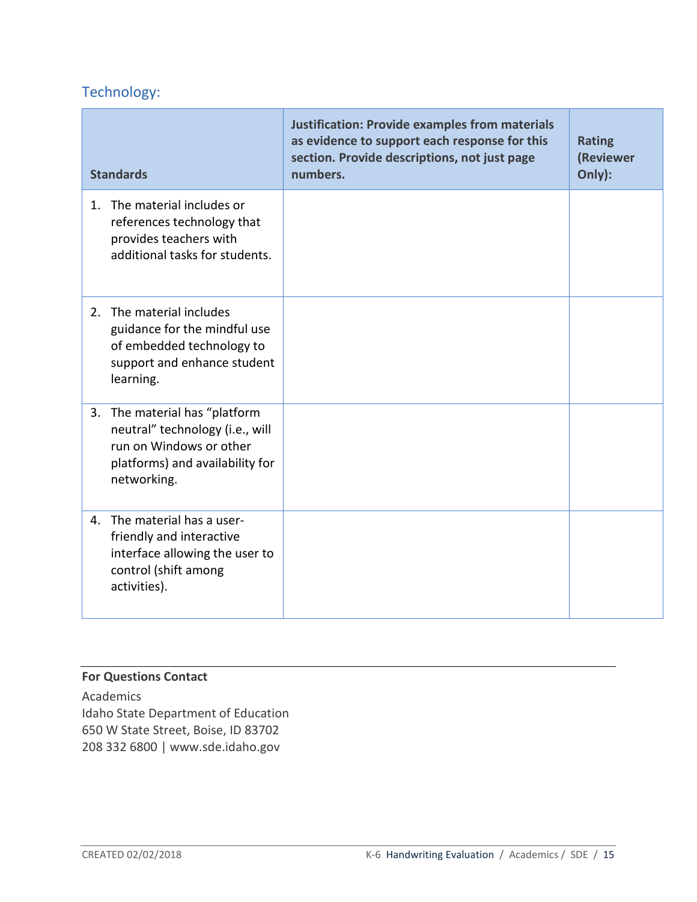## Technology:

| Standards | Justification: Provide examples from materials as evidence to support each response for this section. Provide descriptions, not just page numbers. | Rating (Reviewer Only): |
|---|---|---|
| 1. The material includes or references technology that provides teachers with additional tasks for students. | | |
| 2. The material includes guidance for the mindful use of embedded technology to support and enhance student learning. | | |
| 3. The material has "platform neutral" technology (i.e., will run on Windows or other platforms) and availability for networking. | | |
| 4. The material has a user-friendly and interactive interface allowing the user to control (shift among activities). | | |

**For Questions Contact**

Academics
Idaho State Department of Education
650 W State Street, Boise, ID 83702
208 332 6800 | www.sde.idaho.gov